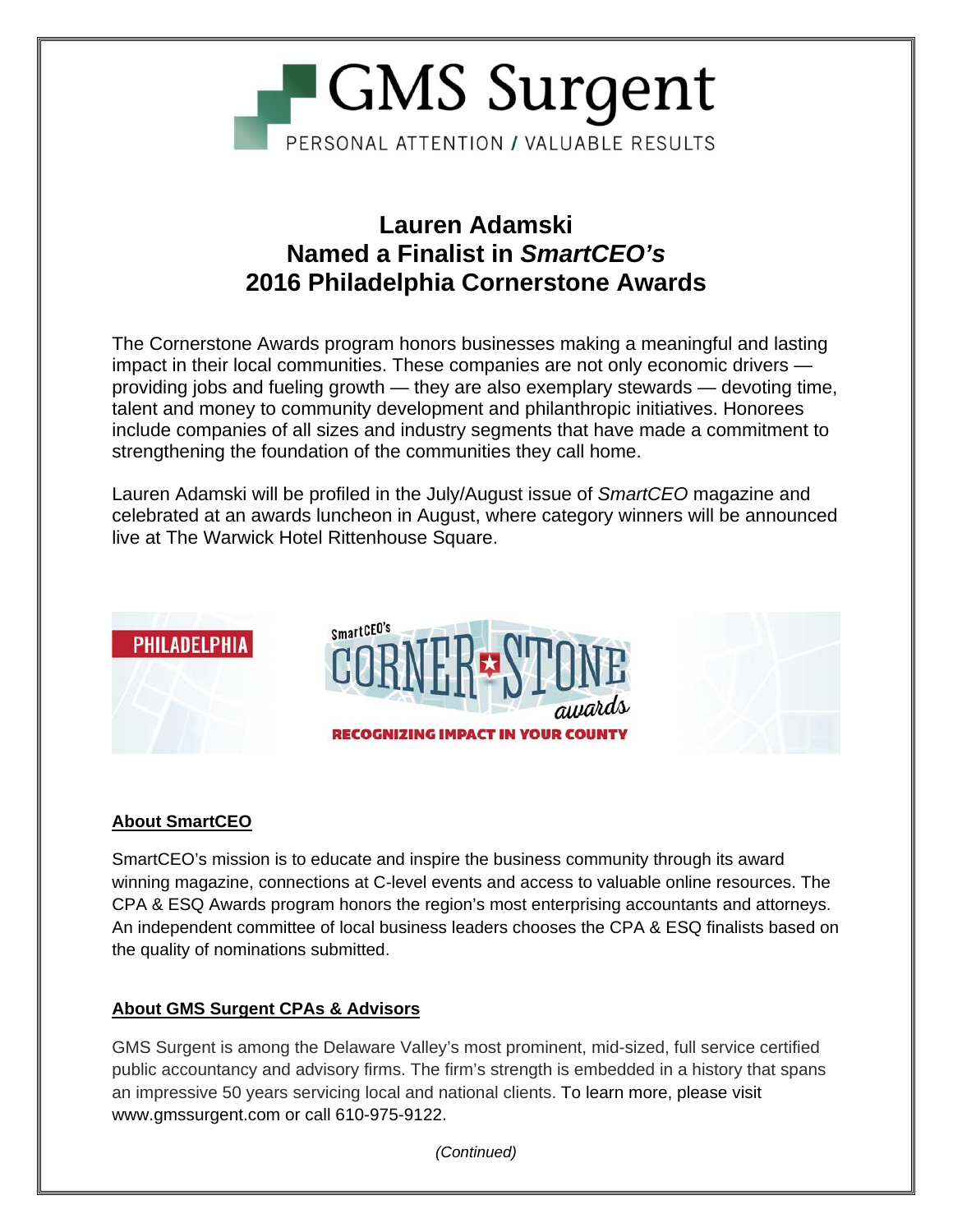# GMS Surgent

PERSONAL ATTENTION / VALUABLE RESULTS

## Lauren Adamski
## Named a Finalist in *SmartCEO's*
## 2016 Philadelphia Cornerstone Awards

The Cornerstone Awards program honors businesses making a meaningful and lasting impact in their local communities. These companies are not only economic drivers — providing jobs and fueling growth — they are also exemplary stewards — devoting time, talent and money to community development and philanthropic initiatives. Honorees include companies of all sizes and industry segments that have made a commitment to strengthening the foundation of the communities they call home.

Lauren Adamski will be profiled in the July/August issue of *SmartCEO* magazine and celebrated at an awards luncheon in August, where category winners will be announced live at The Warwick Hotel Rittenhouse Square.

PHILADELPHIA

SmartCEO's CORNERSTONE awards

RECOGNIZING IMPACT IN YOUR COUNTY

### About SmartCEO

SmartCEO's mission is to educate and inspire the business community through its award winning magazine, connections at C-level events and access to valuable online resources. The CPA & ESQ Awards program honors the region's most enterprising accountants and attorneys. An independent committee of local business leaders chooses the CPA & ESQ finalists based on the quality of nominations submitted.

### About GMS Surgent CPAs & Advisors

GMS Surgent is among the Delaware Valley's most prominent, mid-sized, full service certified public accountancy and advisory firms. The firm's strength is embedded in a history that spans an impressive 50 years servicing local and national clients. To learn more, please visit www.gmssurgent.com or call 610-975-9122.

*(Continued)*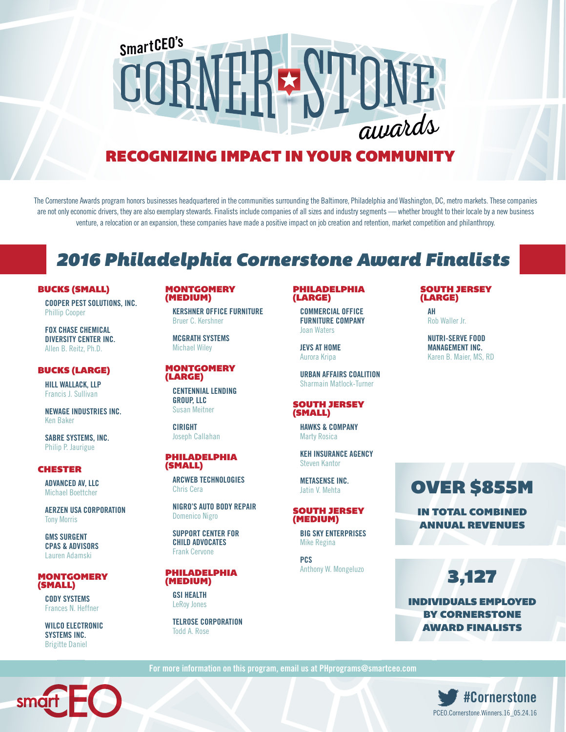# SmartCEO's CORNERSTONE awards

## RECOGNIZING IMPACT IN YOUR COMMUNITY

The Cornerstone Awards program honors businesses headquartered in the communities surrounding the Baltimore, Philadelphia and Washington, DC, metro markets. These companies are not only economic drivers, they are also exemplary stewards. Finalists include companies of all sizes and industry segments — whether brought to their locale by a new business venture, a relocation or an expansion, these companies have made a positive impact on job creation and retention, market competition and philanthropy.

## *2016 Philadelphia Cornerstone Award Finalists*

### BUCKS (SMALL)

**COOPER PEST SOLUTIONS, INC.**
Phillip Cooper

**FOX CHASE CHEMICAL DIVERSITY CENTER INC.**
Allen B. Reitz, Ph.D.

### BUCKS (LARGE)

**HILL WALLACK, LLP**
Francis J. Sullivan

**NEWAGE INDUSTRIES INC.**
Ken Baker

**SABRE SYSTEMS, INC.**
Philip P. Jaurigue

### CHESTER

**ADVANCED AV, LLC**
Michael Boettcher

**AERZEN USA CORPORATION**
Tony Morris

**GMS SURGENT CPAS & ADVISORS**
Lauren Adamski

### MONTGOMERY (SMALL)

**CODY SYSTEMS**
Frances N. Heffner

**WILCO ELECTRONIC SYSTEMS INC.**
Brigitte Daniel

### MONTGOMERY (MEDIUM)

**KERSHNER OFFICE FURNITURE**
Bruer C. Kershner

**MCGRATH SYSTEMS**
Michael Wiley

### MONTGOMERY (LARGE)

**CENTENNIAL LENDING GROUP, LLC**
Susan Meitner

**CIRIGHT**
Joseph Callahan

### PHILADELPHIA (SMALL)

**ARCWEB TECHNOLOGIES**
Chris Cera

**NIGRO'S AUTO BODY REPAIR**
Domenico Nigro

**SUPPORT CENTER FOR CHILD ADVOCATES**
Frank Cervone

### PHILADELPHIA (MEDIUM)

**GSI HEALTH**
LeRoy Jones

**TELROSE CORPORATION**
Todd A. Rose

### PHILADELPHIA (LARGE)

**COMMERCIAL OFFICE FURNITURE COMPANY**
Joan Waters

**JEVS AT HOME**
Aurora Kripa

**URBAN AFFAIRS COALITION**
Sharmain Matlock-Turner

### SOUTH JERSEY (SMALL)

**HAWKS & COMPANY**
Marty Rosica

**KEH INSURANCE AGENCY**
Steven Kantor

**METASENSE INC.**
Jatin V. Mehta

### SOUTH JERSEY (MEDIUM)

**BIG SKY ENTERPRISES**
Mike Regina

**PCS**
Anthony W. Mongeluzo

### SOUTH JERSEY (LARGE)

**AH**
Rob Waller Jr.

**NUTRI-SERVE FOOD MANAGEMENT INC.**
Karen B. Maier, MS, RD

**OVER $855M**
IN TOTAL COMBINED ANNUAL REVENUES

**3,127**
INDIVIDUALS EMPLOYED BY CORNERSTONE AWARD FINALISTS

For more information on this program, email us at PHprograms@smartceo.com

smartCEO

#Cornerstone

PCEO.Cornerstone.Winners.16_05.24.16